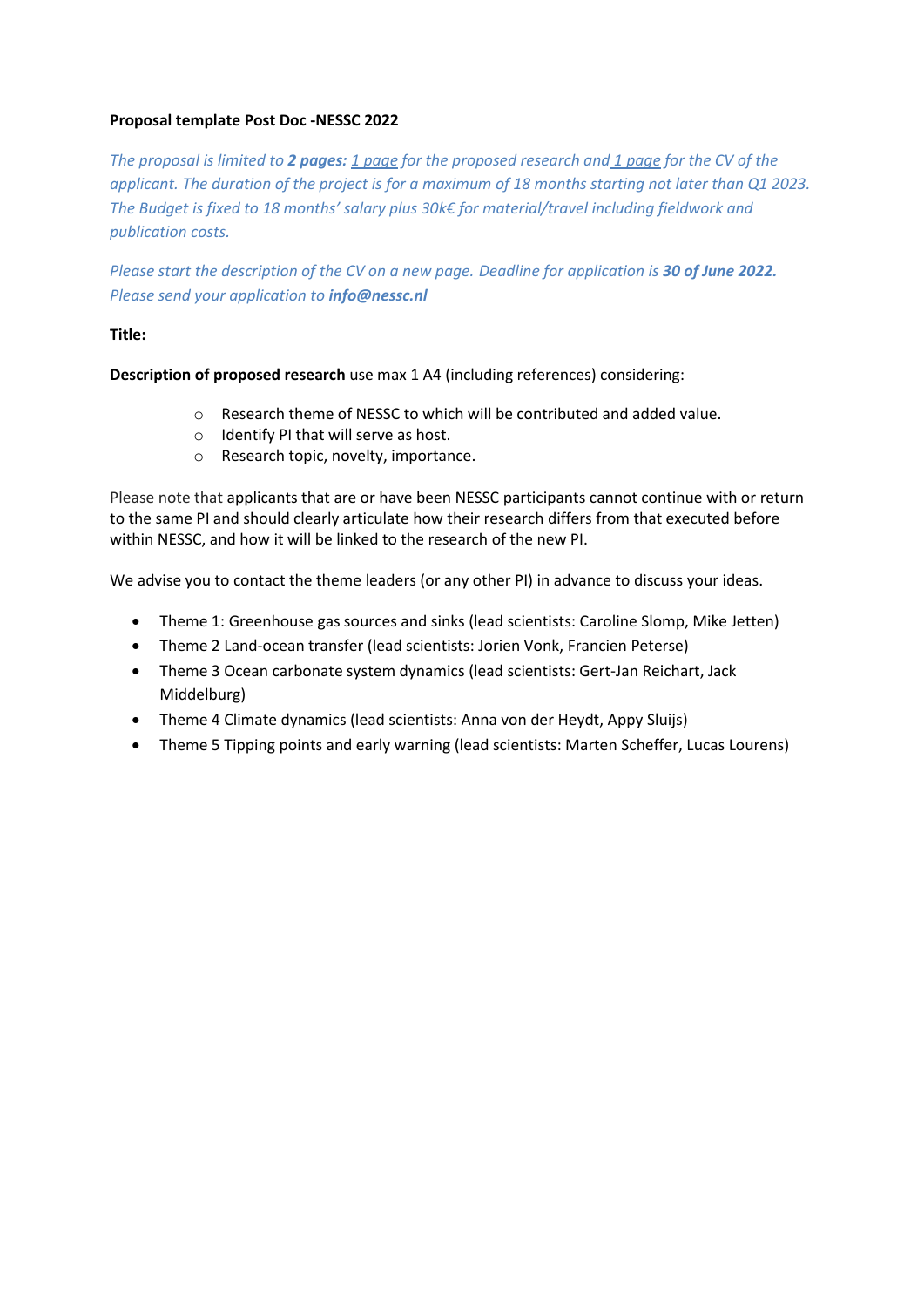**Proposal template Post Doc -NESSC 2022**

*The proposal is limited to **2 pages:** 1 page for the proposed research and 1 page for the CV of the applicant. The duration of the project is for a maximum of 18 months starting not later than Q1 2023. The Budget is fixed to 18 months' salary plus 30k€ for material/travel including fieldwork and publication costs.*

*Please start the description of the CV on a new page. Deadline for application is **30 of June 2022.** Please send your application to **info@nessc.nl***

**Title:**

**Description of proposed research** use max 1 A4 (including references) considering:

- Research theme of NESSC to which will be contributed and added value.
- Identify PI that will serve as host.
- Research topic, novelty, importance.

Please note that applicants that are or have been NESSC participants cannot continue with or return to the same PI and should clearly articulate how their research differs from that executed before within NESSC, and how it will be linked to the research of the new PI.

We advise you to contact the theme leaders (or any other PI) in advance to discuss your ideas.

- Theme 1: Greenhouse gas sources and sinks (lead scientists: Caroline Slomp, Mike Jetten)
- Theme 2 Land-ocean transfer (lead scientists: Jorien Vonk, Francien Peterse)
- Theme 3 Ocean carbonate system dynamics (lead scientists: Gert-Jan Reichart, Jack Middelburg)
- Theme 4 Climate dynamics (lead scientists: Anna von der Heydt, Appy Sluijs)
- Theme 5 Tipping points and early warning (lead scientists: Marten Scheffer, Lucas Lourens)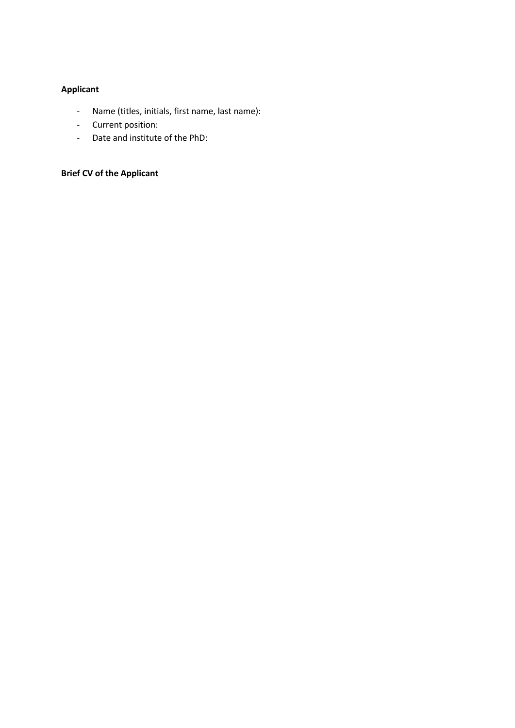**Applicant**

- Name (titles, initials, first name, last name):
- Current position:
- Date and institute of the PhD:

**Brief CV of the Applicant**